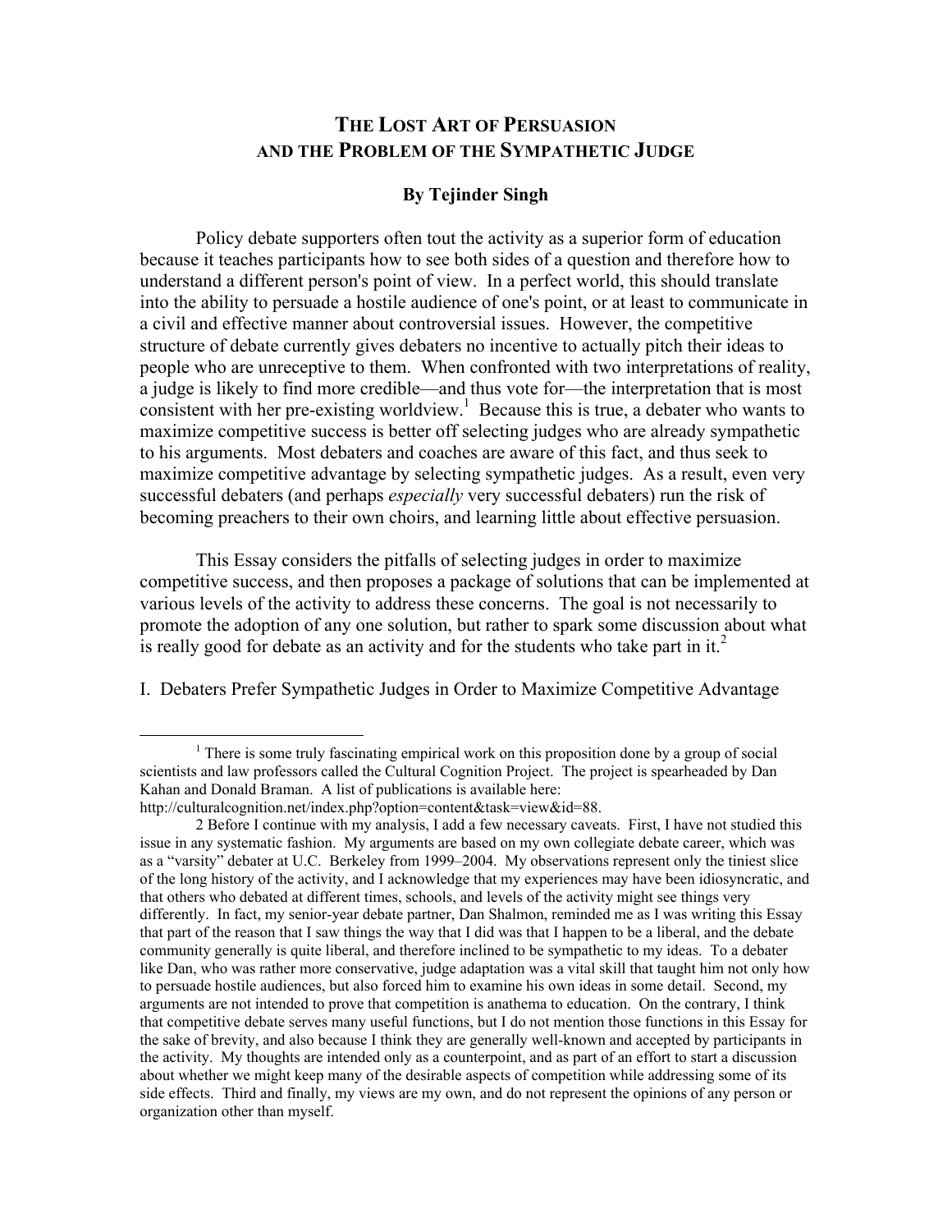# The Lost Art of Persuasion and the Problem of the Sympathetic Judge

**By Tejinder Singh**

Policy debate supporters often tout the activity as a superior form of education because it teaches participants how to see both sides of a question and therefore how to understand a different person's point of view. In a perfect world, this should translate into the ability to persuade a hostile audience of one's point, or at least to communicate in a civil and effective manner about controversial issues. However, the competitive structure of debate currently gives debaters no incentive to actually pitch their ideas to people who are unreceptive to them. When confronted with two interpretations of reality, a judge is likely to find more credible—and thus vote for—the interpretation that is most consistent with her pre-existing worldview.[1] Because this is true, a debater who wants to maximize competitive success is better off selecting judges who are already sympathetic to his arguments. Most debaters and coaches are aware of this fact, and thus seek to maximize competitive advantage by selecting sympathetic judges. As a result, even very successful debaters (and perhaps *especially* very successful debaters) run the risk of becoming preachers to their own choirs, and learning little about effective persuasion.

This Essay considers the pitfalls of selecting judges in order to maximize competitive success, and then proposes a package of solutions that can be implemented at various levels of the activity to address these concerns. The goal is not necessarily to promote the adoption of any one solution, but rather to spark some discussion about what is really good for debate as an activity and for the students who take part in it.[2]

## I. Debaters Prefer Sympathetic Judges in Order to Maximize Competitive Advantage

---

[1] There is some truly fascinating empirical work on this proposition done by a group of social scientists and law professors called the Cultural Cognition Project. The project is spearheaded by Dan Kahan and Donald Braman. A list of publications is available here: http://culturalcognition.net/index.php?option=content&task=view&id=88.

[2] Before I continue with my analysis, I add a few necessary caveats. First, I have not studied this issue in any systematic fashion. My arguments are based on my own collegiate debate career, which was as a "varsity" debater at U.C. Berkeley from 1999–2004. My observations represent only the tiniest slice of the long history of the activity, and I acknowledge that my experiences may have been idiosyncratic, and that others who debated at different times, schools, and levels of the activity might see things very differently. In fact, my senior-year debate partner, Dan Shalmon, reminded me as I was writing this Essay that part of the reason that I saw things the way that I did was that I happen to be a liberal, and the debate community generally is quite liberal, and therefore inclined to be sympathetic to my ideas. To a debater like Dan, who was rather more conservative, judge adaptation was a vital skill that taught him not only how to persuade hostile audiences, but also forced him to examine his own ideas in some detail. Second, my arguments are not intended to prove that competition is anathema to education. On the contrary, I think that competitive debate serves many useful functions, but I do not mention those functions in this Essay for the sake of brevity, and also because I think they are generally well-known and accepted by participants in the activity. My thoughts are intended only as a counterpoint, and as part of an effort to start a discussion about whether we might keep many of the desirable aspects of competition while addressing some of its side effects. Third and finally, my views are my own, and do not represent the opinions of any person or organization other than myself.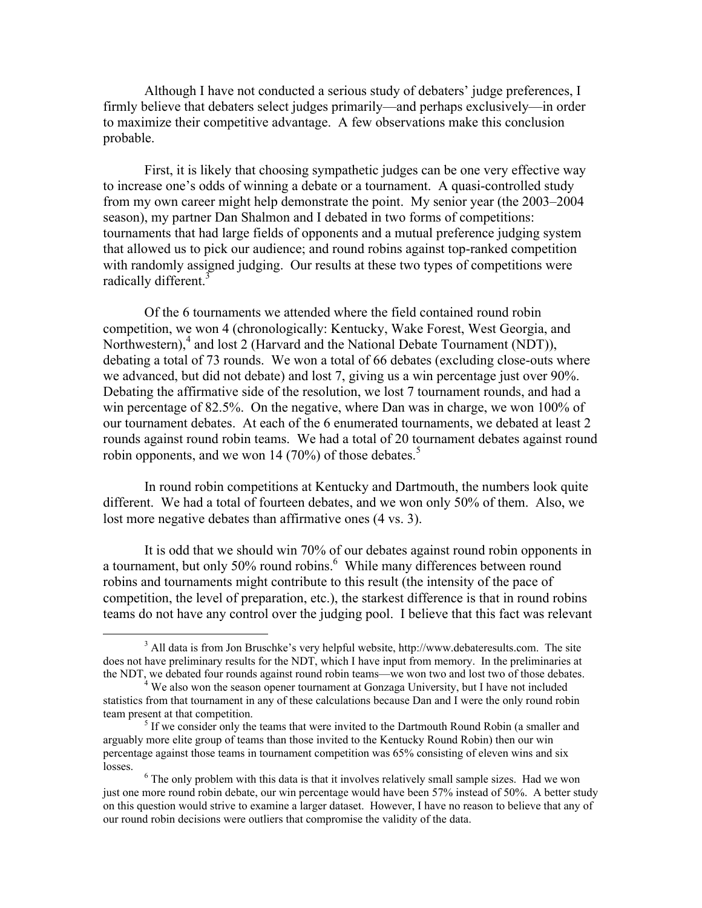Although I have not conducted a serious study of debaters' judge preferences, I firmly believe that debaters select judges primarily—and perhaps exclusively—in order to maximize their competitive advantage. A few observations make this conclusion probable.

First, it is likely that choosing sympathetic judges can be one very effective way to increase one's odds of winning a debate or a tournament. A quasi-controlled study from my own career might help demonstrate the point. My senior year (the 2003–2004 season), my partner Dan Shalmon and I debated in two forms of competitions: tournaments that had large fields of opponents and a mutual preference judging system that allowed us to pick our audience; and round robins against top-ranked competition with randomly assigned judging. Our results at these two types of competitions were radically different.[3]

Of the 6 tournaments we attended where the field contained round robin competition, we won 4 (chronologically: Kentucky, Wake Forest, West Georgia, and Northwestern),[4] and lost 2 (Harvard and the National Debate Tournament (NDT)), debating a total of 73 rounds. We won a total of 66 debates (excluding close-outs where we advanced, but did not debate) and lost 7, giving us a win percentage just over 90%. Debating the affirmative side of the resolution, we lost 7 tournament rounds, and had a win percentage of 82.5%. On the negative, where Dan was in charge, we won 100% of our tournament debates. At each of the 6 enumerated tournaments, we debated at least 2 rounds against round robin teams. We had a total of 20 tournament debates against round robin opponents, and we won 14 (70%) of those debates.[5]

In round robin competitions at Kentucky and Dartmouth, the numbers look quite different. We had a total of fourteen debates, and we won only 50% of them. Also, we lost more negative debates than affirmative ones (4 vs. 3).

It is odd that we should win 70% of our debates against round robin opponents in a tournament, but only 50% round robins.[6] While many differences between round robins and tournaments might contribute to this result (the intensity of the pace of competition, the level of preparation, etc.), the starkest difference is that in round robins teams do not have any control over the judging pool. I believe that this fact was relevant

---

[3] All data is from Jon Bruschke's very helpful website, http://www.debateresults.com. The site does not have preliminary results for the NDT, which I have input from memory. In the preliminaries at the NDT, we debated four rounds against round robin teams—we won two and lost two of those debates.

[4] We also won the season opener tournament at Gonzaga University, but I have not included statistics from that tournament in any of these calculations because Dan and I were the only round robin team present at that competition.

[5] If we consider only the teams that were invited to the Dartmouth Round Robin (a smaller and arguably more elite group of teams than those invited to the Kentucky Round Robin) then our win percentage against those teams in tournament competition was 65% consisting of eleven wins and six losses.

[6] The only problem with this data is that it involves relatively small sample sizes. Had we won just one more round robin debate, our win percentage would have been 57% instead of 50%. A better study on this question would strive to examine a larger dataset. However, I have no reason to believe that any of our round robin decisions were outliers that compromise the validity of the data.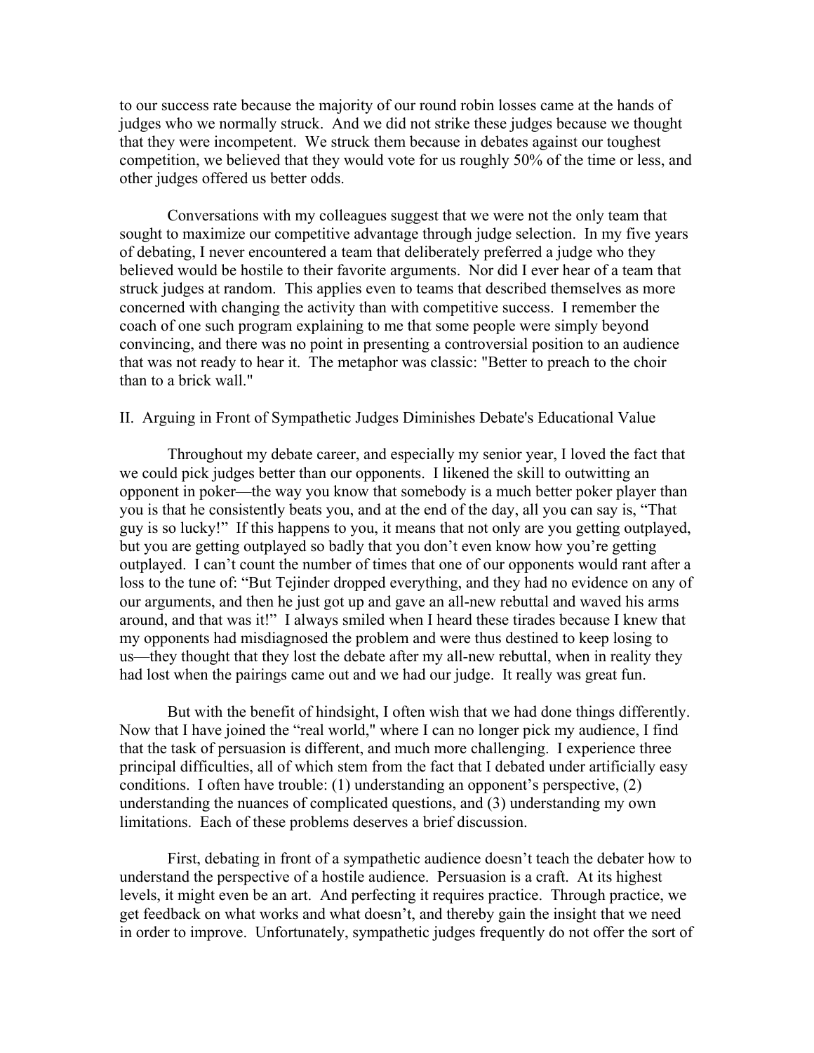to our success rate because the majority of our round robin losses came at the hands of judges who we normally struck. And we did not strike these judges because we thought that they were incompetent. We struck them because in debates against our toughest competition, we believed that they would vote for us roughly 50% of the time or less, and other judges offered us better odds.

Conversations with my colleagues suggest that we were not the only team that sought to maximize our competitive advantage through judge selection. In my five years of debating, I never encountered a team that deliberately preferred a judge who they believed would be hostile to their favorite arguments. Nor did I ever hear of a team that struck judges at random. This applies even to teams that described themselves as more concerned with changing the activity than with competitive success. I remember the coach of one such program explaining to me that some people were simply beyond convincing, and there was no point in presenting a controversial position to an audience that was not ready to hear it. The metaphor was classic: "Better to preach to the choir than to a brick wall."

## II. Arguing in Front of Sympathetic Judges Diminishes Debate's Educational Value

Throughout my debate career, and especially my senior year, I loved the fact that we could pick judges better than our opponents. I likened the skill to outwitting an opponent in poker—the way you know that somebody is a much better poker player than you is that he consistently beats you, and at the end of the day, all you can say is, "That guy is so lucky!" If this happens to you, it means that not only are you getting outplayed, but you are getting outplayed so badly that you don't even know how you're getting outplayed. I can't count the number of times that one of our opponents would rant after a loss to the tune of: "But Tejinder dropped everything, and they had no evidence on any of our arguments, and then he just got up and gave an all-new rebuttal and waved his arms around, and that was it!" I always smiled when I heard these tirades because I knew that my opponents had misdiagnosed the problem and were thus destined to keep losing to us—they thought that they lost the debate after my all-new rebuttal, when in reality they had lost when the pairings came out and we had our judge. It really was great fun.

But with the benefit of hindsight, I often wish that we had done things differently. Now that I have joined the "real world," where I can no longer pick my audience, I find that the task of persuasion is different, and much more challenging. I experience three principal difficulties, all of which stem from the fact that I debated under artificially easy conditions. I often have trouble: (1) understanding an opponent's perspective, (2) understanding the nuances of complicated questions, and (3) understanding my own limitations. Each of these problems deserves a brief discussion.

First, debating in front of a sympathetic audience doesn't teach the debater how to understand the perspective of a hostile audience. Persuasion is a craft. At its highest levels, it might even be an art. And perfecting it requires practice. Through practice, we get feedback on what works and what doesn't, and thereby gain the insight that we need in order to improve. Unfortunately, sympathetic judges frequently do not offer the sort of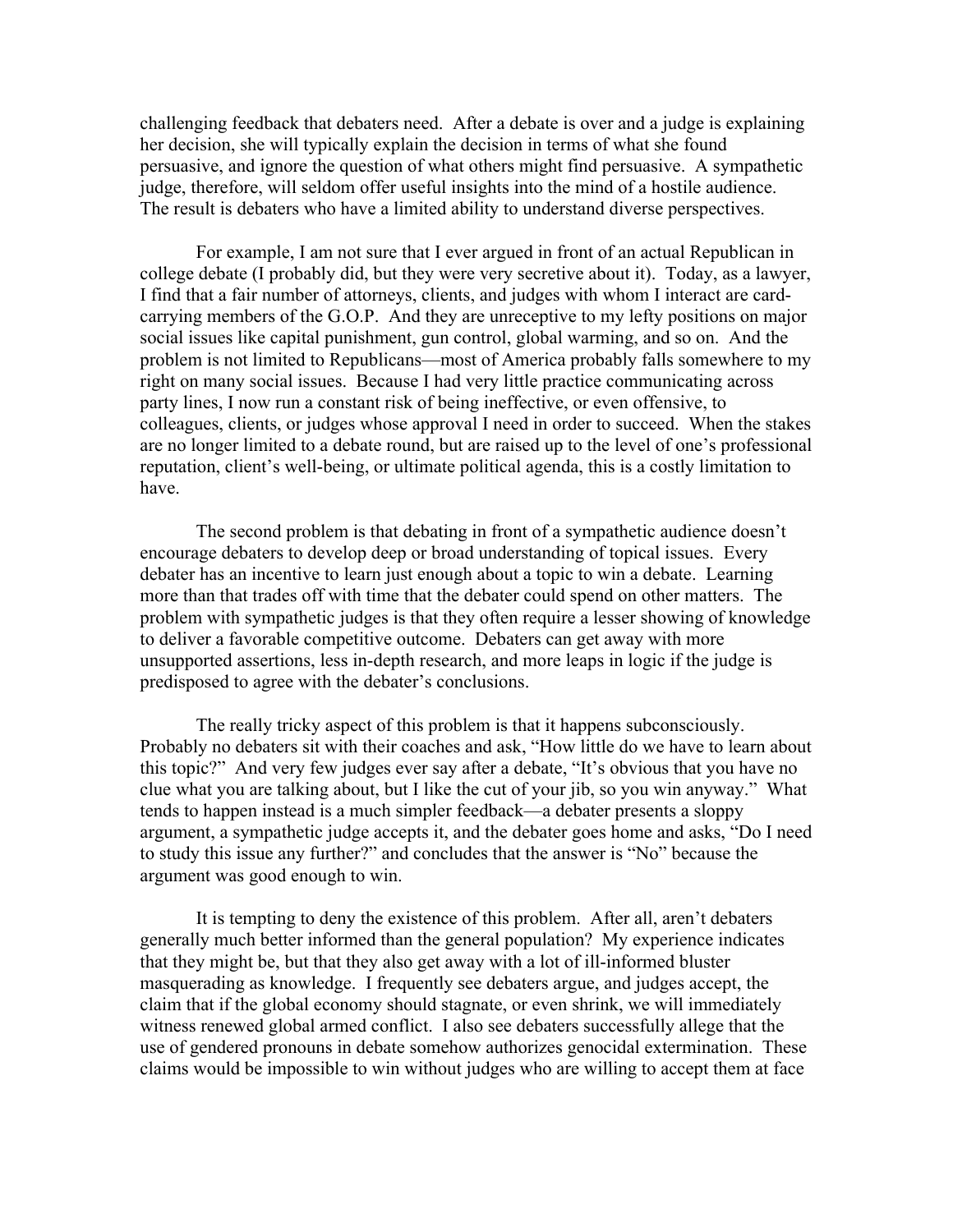challenging feedback that debaters need. After a debate is over and a judge is explaining her decision, she will typically explain the decision in terms of what she found persuasive, and ignore the question of what others might find persuasive. A sympathetic judge, therefore, will seldom offer useful insights into the mind of a hostile audience. The result is debaters who have a limited ability to understand diverse perspectives.

For example, I am not sure that I ever argued in front of an actual Republican in college debate (I probably did, but they were very secretive about it). Today, as a lawyer, I find that a fair number of attorneys, clients, and judges with whom I interact are card-carrying members of the G.O.P. And they are unreceptive to my lefty positions on major social issues like capital punishment, gun control, global warming, and so on. And the problem is not limited to Republicans—most of America probably falls somewhere to my right on many social issues. Because I had very little practice communicating across party lines, I now run a constant risk of being ineffective, or even offensive, to colleagues, clients, or judges whose approval I need in order to succeed. When the stakes are no longer limited to a debate round, but are raised up to the level of one's professional reputation, client's well-being, or ultimate political agenda, this is a costly limitation to have.

The second problem is that debating in front of a sympathetic audience doesn't encourage debaters to develop deep or broad understanding of topical issues. Every debater has an incentive to learn just enough about a topic to win a debate. Learning more than that trades off with time that the debater could spend on other matters. The problem with sympathetic judges is that they often require a lesser showing of knowledge to deliver a favorable competitive outcome. Debaters can get away with more unsupported assertions, less in-depth research, and more leaps in logic if the judge is predisposed to agree with the debater's conclusions.

The really tricky aspect of this problem is that it happens subconsciously. Probably no debaters sit with their coaches and ask, "How little do we have to learn about this topic?" And very few judges ever say after a debate, "It's obvious that you have no clue what you are talking about, but I like the cut of your jib, so you win anyway." What tends to happen instead is a much simpler feedback—a debater presents a sloppy argument, a sympathetic judge accepts it, and the debater goes home and asks, "Do I need to study this issue any further?" and concludes that the answer is "No" because the argument was good enough to win.

It is tempting to deny the existence of this problem. After all, aren't debaters generally much better informed than the general population? My experience indicates that they might be, but that they also get away with a lot of ill-informed bluster masquerading as knowledge. I frequently see debaters argue, and judges accept, the claim that if the global economy should stagnate, or even shrink, we will immediately witness renewed global armed conflict. I also see debaters successfully allege that the use of gendered pronouns in debate somehow authorizes genocidal extermination. These claims would be impossible to win without judges who are willing to accept them at face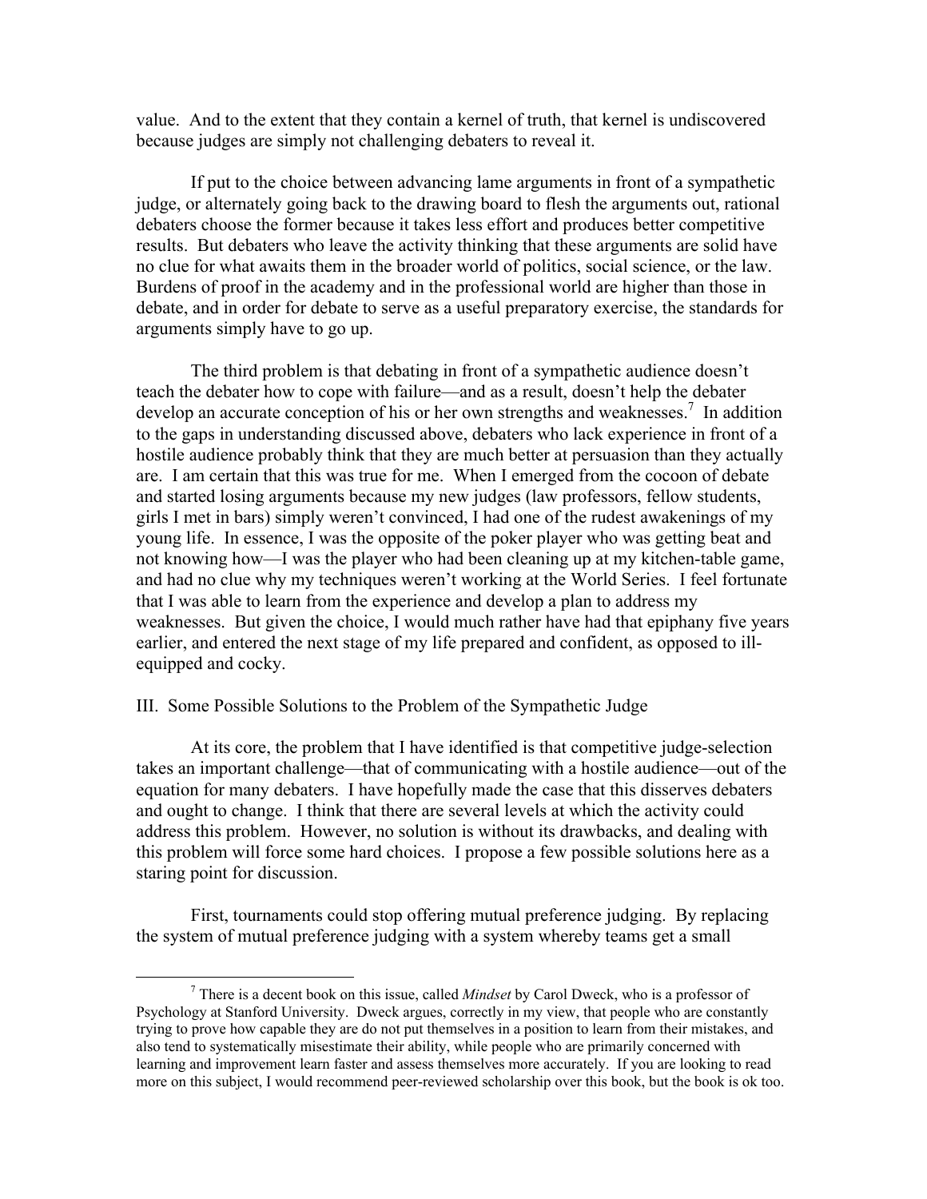value. And to the extent that they contain a kernel of truth, that kernel is undiscovered because judges are simply not challenging debaters to reveal it.

If put to the choice between advancing lame arguments in front of a sympathetic judge, or alternately going back to the drawing board to flesh the arguments out, rational debaters choose the former because it takes less effort and produces better competitive results. But debaters who leave the activity thinking that these arguments are solid have no clue for what awaits them in the broader world of politics, social science, or the law. Burdens of proof in the academy and in the professional world are higher than those in debate, and in order for debate to serve as a useful preparatory exercise, the standards for arguments simply have to go up.

The third problem is that debating in front of a sympathetic audience doesn't teach the debater how to cope with failure—and as a result, doesn't help the debater develop an accurate conception of his or her own strengths and weaknesses.[7] In addition to the gaps in understanding discussed above, debaters who lack experience in front of a hostile audience probably think that they are much better at persuasion than they actually are. I am certain that this was true for me. When I emerged from the cocoon of debate and started losing arguments because my new judges (law professors, fellow students, girls I met in bars) simply weren't convinced, I had one of the rudest awakenings of my young life. In essence, I was the opposite of the poker player who was getting beat and not knowing how—I was the player who had been cleaning up at my kitchen-table game, and had no clue why my techniques weren't working at the World Series. I feel fortunate that I was able to learn from the experience and develop a plan to address my weaknesses. But given the choice, I would much rather have had that epiphany five years earlier, and entered the next stage of my life prepared and confident, as opposed to ill-equipped and cocky.

## III. Some Possible Solutions to the Problem of the Sympathetic Judge

At its core, the problem that I have identified is that competitive judge-selection takes an important challenge—that of communicating with a hostile audience—out of the equation for many debaters. I have hopefully made the case that this disserves debaters and ought to change. I think that there are several levels at which the activity could address this problem. However, no solution is without its drawbacks, and dealing with this problem will force some hard choices. I propose a few possible solutions here as a staring point for discussion.

First, tournaments could stop offering mutual preference judging. By replacing the system of mutual preference judging with a system whereby teams get a small

[7] There is a decent book on this issue, called *Mindset* by Carol Dweck, who is a professor of Psychology at Stanford University. Dweck argues, correctly in my view, that people who are constantly trying to prove how capable they are do not put themselves in a position to learn from their mistakes, and also tend to systematically misestimate their ability, while people who are primarily concerned with learning and improvement learn faster and assess themselves more accurately. If you are looking to read more on this subject, I would recommend peer-reviewed scholarship over this book, but the book is ok too.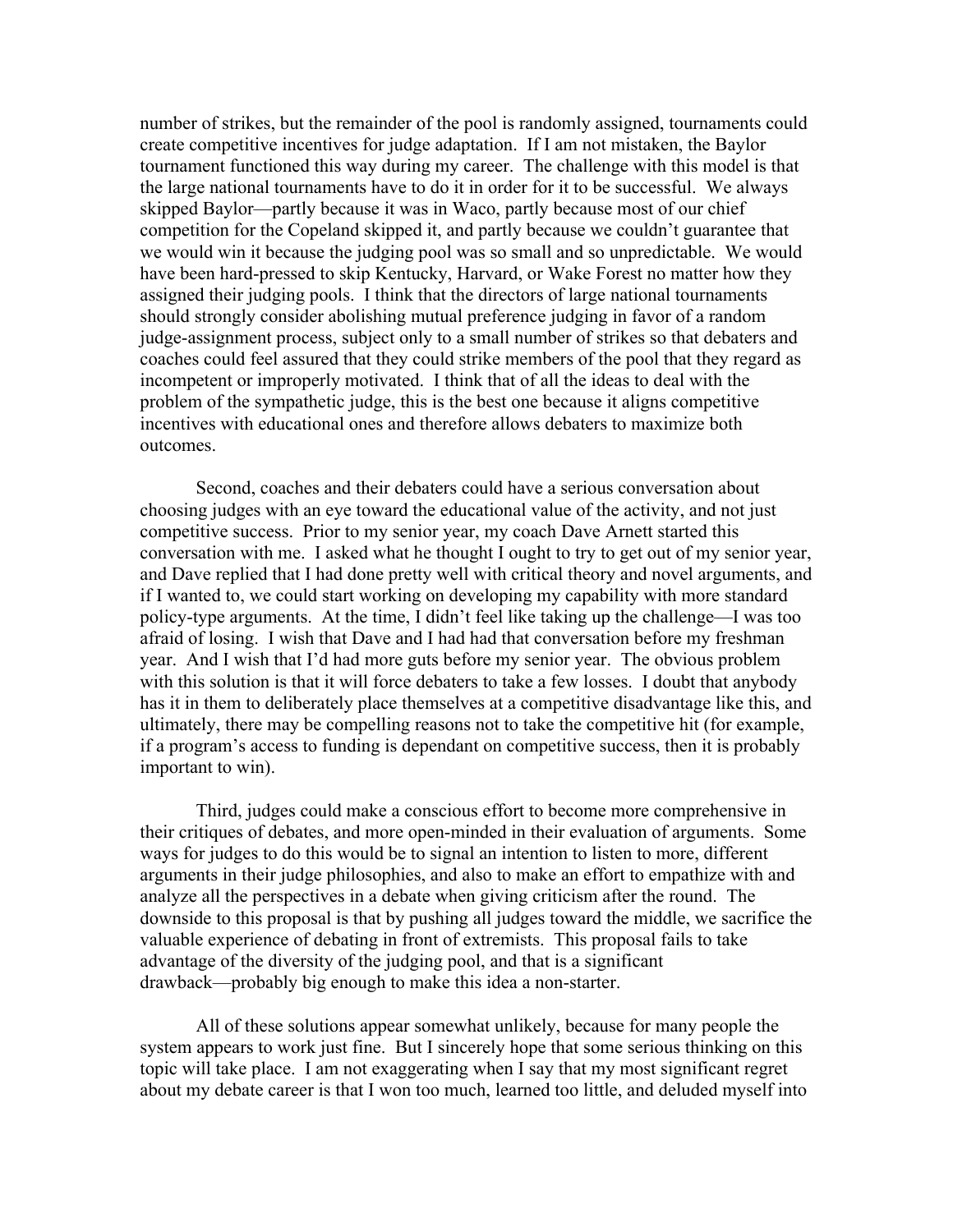number of strikes, but the remainder of the pool is randomly assigned, tournaments could create competitive incentives for judge adaptation. If I am not mistaken, the Baylor tournament functioned this way during my career. The challenge with this model is that the large national tournaments have to do it in order for it to be successful. We always skipped Baylor—partly because it was in Waco, partly because most of our chief competition for the Copeland skipped it, and partly because we couldn't guarantee that we would win it because the judging pool was so small and so unpredictable. We would have been hard-pressed to skip Kentucky, Harvard, or Wake Forest no matter how they assigned their judging pools. I think that the directors of large national tournaments should strongly consider abolishing mutual preference judging in favor of a random judge-assignment process, subject only to a small number of strikes so that debaters and coaches could feel assured that they could strike members of the pool that they regard as incompetent or improperly motivated. I think that of all the ideas to deal with the problem of the sympathetic judge, this is the best one because it aligns competitive incentives with educational ones and therefore allows debaters to maximize both outcomes.

Second, coaches and their debaters could have a serious conversation about choosing judges with an eye toward the educational value of the activity, and not just competitive success. Prior to my senior year, my coach Dave Arnett started this conversation with me. I asked what he thought I ought to try to get out of my senior year, and Dave replied that I had done pretty well with critical theory and novel arguments, and if I wanted to, we could start working on developing my capability with more standard policy-type arguments. At the time, I didn't feel like taking up the challenge—I was too afraid of losing. I wish that Dave and I had had that conversation before my freshman year. And I wish that I'd had more guts before my senior year. The obvious problem with this solution is that it will force debaters to take a few losses. I doubt that anybody has it in them to deliberately place themselves at a competitive disadvantage like this, and ultimately, there may be compelling reasons not to take the competitive hit (for example, if a program's access to funding is dependant on competitive success, then it is probably important to win).

Third, judges could make a conscious effort to become more comprehensive in their critiques of debates, and more open-minded in their evaluation of arguments. Some ways for judges to do this would be to signal an intention to listen to more, different arguments in their judge philosophies, and also to make an effort to empathize with and analyze all the perspectives in a debate when giving criticism after the round. The downside to this proposal is that by pushing all judges toward the middle, we sacrifice the valuable experience of debating in front of extremists. This proposal fails to take advantage of the diversity of the judging pool, and that is a significant drawback—probably big enough to make this idea a non-starter.

All of these solutions appear somewhat unlikely, because for many people the system appears to work just fine. But I sincerely hope that some serious thinking on this topic will take place. I am not exaggerating when I say that my most significant regret about my debate career is that I won too much, learned too little, and deluded myself into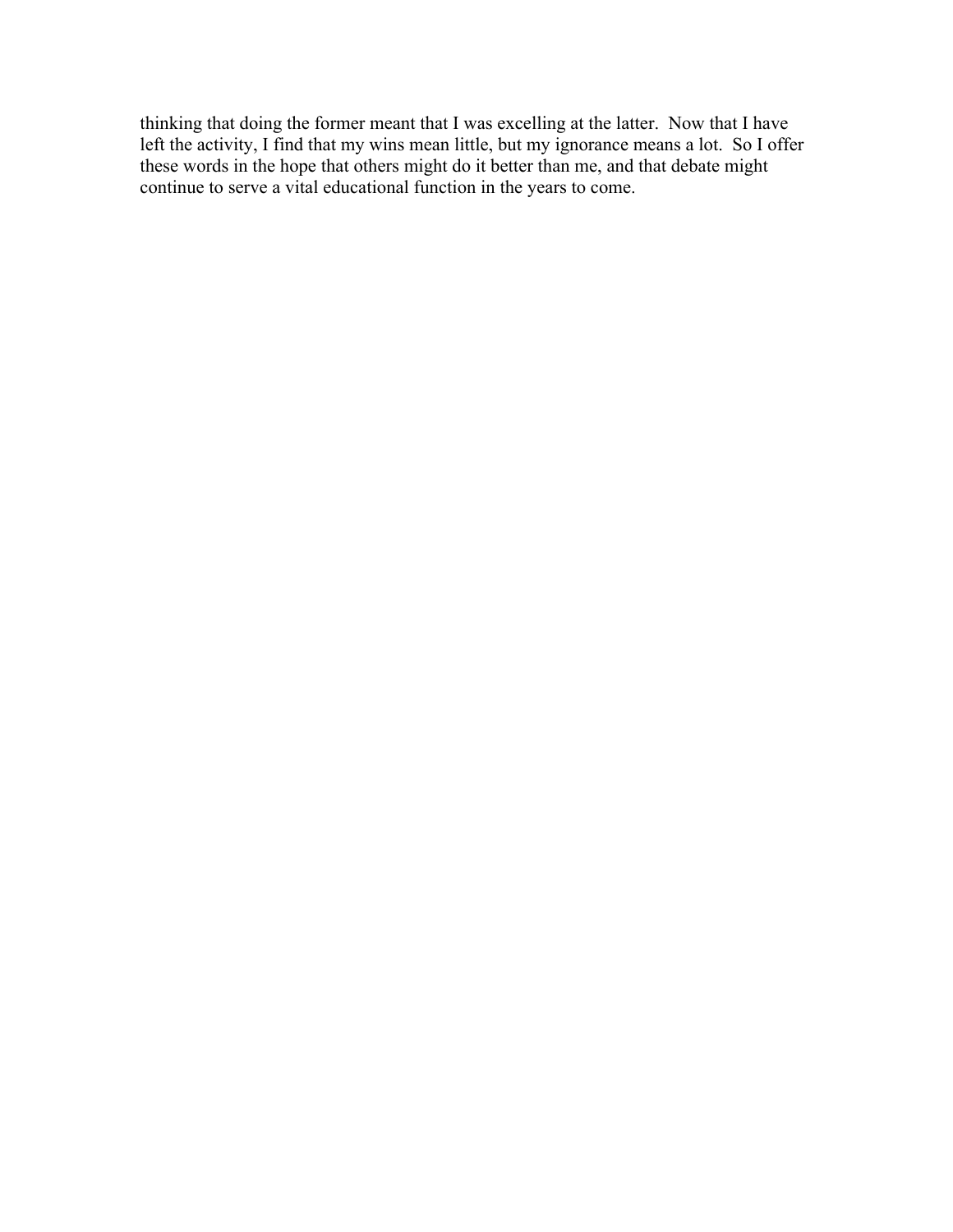thinking that doing the former meant that I was excelling at the latter. Now that I have left the activity, I find that my wins mean little, but my ignorance means a lot. So I offer these words in the hope that others might do it better than me, and that debate might continue to serve a vital educational function in the years to come.